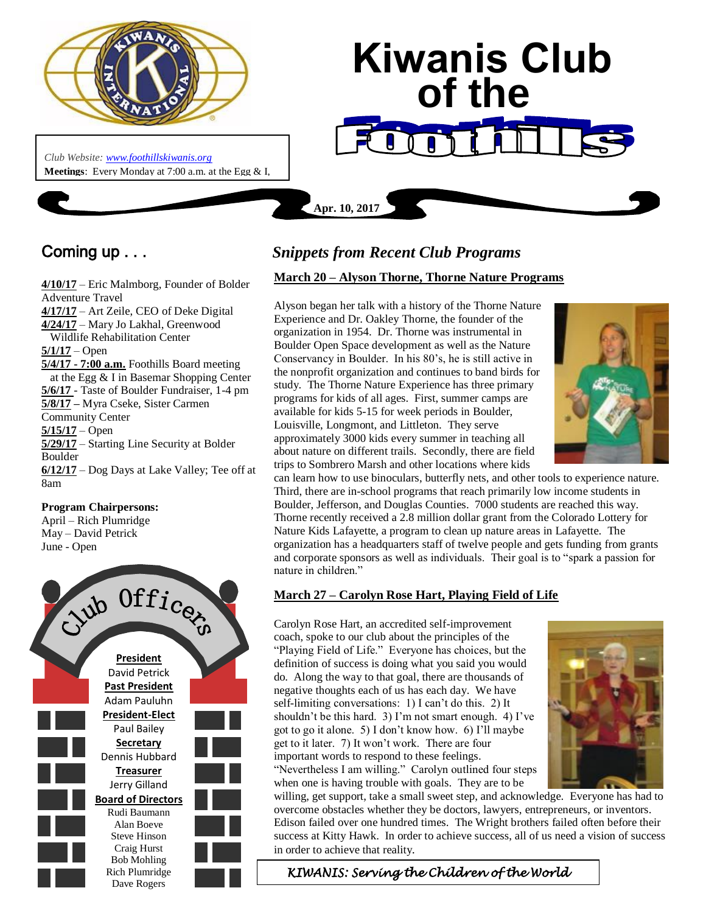# Kiwanis Club of the Foothills

*Club Website: www.foothillskiwanis.org*
**Meetings**: Every Monday at 7:00 a.m. at the Egg & I,

**Apr. 10, 2017**

## Coming up . . .

**4/10/17** – Eric Malmborg, Founder of Bolder Adventure Travel
**4/17/17** – Art Zeile, CEO of Deke Digital
**4/24/17** – Mary Jo Lakhal, Greenwood Wildlife Rehabilitation Center
**5/1/17** – Open
**5/4/17 - 7:00 a.m.** Foothills Board meeting at the Egg & I in Basemar Shopping Center
**5/6/17** - Taste of Boulder Fundraiser, 1-4 pm
**5/8/17** – Myra Cseke, Sister Carmen Community Center
**5/15/17** – Open
**5/29/17** – Starting Line Security at Bolder Boulder
**6/12/17** – Dog Days at Lake Valley; Tee off at 8am

**Program Chairpersons:**
April – Rich Plumridge
May – David Petrick
June - Open

## Club Officers

**President**
David Petrick
**Past President**
Adam Pauluhn
**President-Elect**
Paul Bailey
**Secretary**
Dennis Hubbard
**Treasurer**
Jerry Gilland
**Board of Directors**
Rudi Baumann
Alan Boeve
Steve Hinson
Craig Hurst
Bob Mohling
Rich Plumridge
Dave Rogers

## *Snippets from Recent Club Programs*

### March 20 – Alyson Thorne, Thorne Nature Programs

Alyson began her talk with a history of the Thorne Nature Experience and Dr. Oakley Thorne, the founder of the organization in 1954. Dr. Thorne was instrumental in Boulder Open Space development as well as the Nature Conservancy in Boulder. In his 80's, he is still active in the nonprofit organization and continues to band birds for study. The Thorne Nature Experience has three primary programs for kids of all ages. First, summer camps are available for kids 5-15 for week periods in Boulder, Louisville, Longmont, and Littleton. They serve approximately 3000 kids every summer in teaching all about nature on different trails. Secondly, there are field trips to Sombrero Marsh and other locations where kids can learn how to use binoculars, butterfly nets, and other tools to experience nature. Third, there are in-school programs that reach primarily low income students in Boulder, Jefferson, and Douglas Counties. 7000 students are reached this way. Thorne recently received a 2.8 million dollar grant from the Colorado Lottery for Nature Kids Lafayette, a program to clean up nature areas in Lafayette. The organization has a headquarters staff of twelve people and gets funding from grants and corporate sponsors as well as individuals. Their goal is to "spark a passion for nature in children."

### March 27 – Carolyn Rose Hart, Playing Field of Life

Carolyn Rose Hart, an accredited self-improvement coach, spoke to our club about the principles of the "Playing Field of Life." Everyone has choices, but the definition of success is doing what you said you would do. Along the way to that goal, there are thousands of negative thoughts each of us has each day. We have self-limiting conversations: 1) I can't do this. 2) It shouldn't be this hard. 3) I'm not smart enough. 4) I've got to go it alone. 5) I don't know how. 6) I'll maybe get to it later. 7) It won't work. There are four important words to respond to these feelings. "Nevertheless I am willing." Carolyn outlined four steps when one is having trouble with goals. They are to be willing, get support, take a small sweet step, and acknowledge. Everyone has had to overcome obstacles whether they be doctors, lawyers, entrepreneurs, or inventors. Edison failed over one hundred times. The Wright brothers failed often before their success at Kitty Hawk. In order to achieve success, all of us need a vision of success in order to achieve that reality.

*KIWANIS: Serving the Children of the World*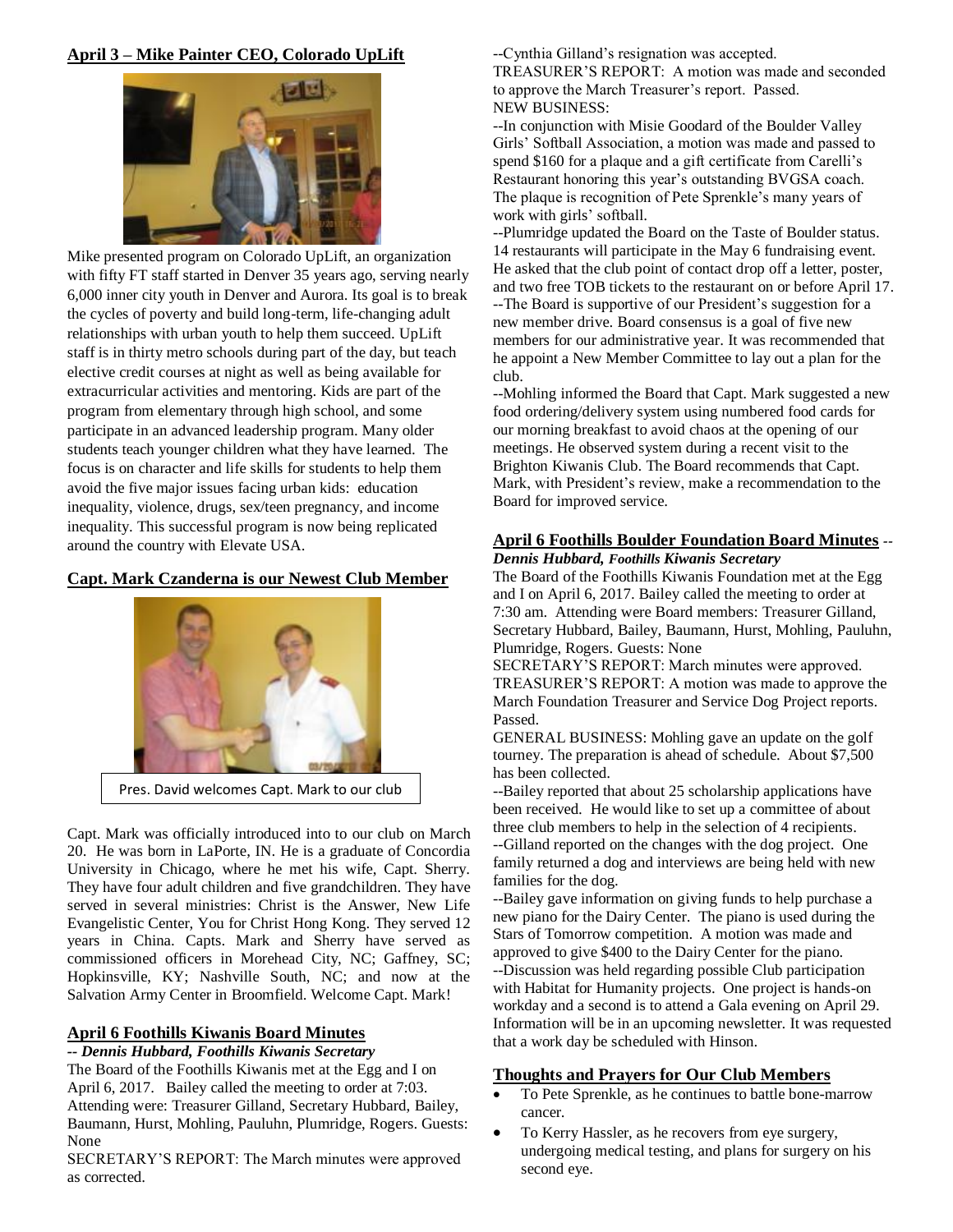## April 3 – Mike Painter CEO, Colorado UpLift

Mike presented program on Colorado UpLift, an organization with fifty FT staff started in Denver 35 years ago, serving nearly 6,000 inner city youth in Denver and Aurora. Its goal is to break the cycles of poverty and build long-term, life-changing adult relationships with urban youth to help them succeed. UpLift staff is in thirty metro schools during part of the day, but teach elective credit courses at night as well as being available for extracurricular activities and mentoring. Kids are part of the program from elementary through high school, and some participate in an advanced leadership program. Many older students teach younger children what they have learned. The focus is on character and life skills for students to help them avoid the five major issues facing urban kids: education inequality, violence, drugs, sex/teen pregnancy, and income inequality. This successful program is now being replicated around the country with Elevate USA.

## Capt. Mark Czanderna is our Newest Club Member

Pres. David welcomes Capt. Mark to our club

Capt. Mark was officially introduced into to our club on March 20. He was born in LaPorte, IN. He is a graduate of Concordia University in Chicago, where he met his wife, Capt. Sherry. They have four adult children and five grandchildren. They have served in several ministries: Christ is the Answer, New Life Evangelistic Center, You for Christ Hong Kong. They served 12 years in China. Capts. Mark and Sherry have served as commissioned officers in Morehead City, NC; Gaffney, SC; Hopkinsville, KY; Nashville South, NC; and now at the Salvation Army Center in Broomfield. Welcome Capt. Mark!

## April 6 Foothills Kiwanis Board Minutes

*-- Dennis Hubbard, Foothills Kiwanis Secretary*

The Board of the Foothills Kiwanis met at the Egg and I on April 6, 2017. Bailey called the meeting to order at 7:03. Attending were: Treasurer Gilland, Secretary Hubbard, Bailey, Baumann, Hurst, Mohling, Pauluhn, Plumridge, Rogers. Guests: None

SECRETARY'S REPORT: The March minutes were approved as corrected.

--Cynthia Gilland's resignation was accepted.

TREASURER'S REPORT: A motion was made and seconded to approve the March Treasurer's report. Passed.

NEW BUSINESS:

--In conjunction with Misie Goodard of the Boulder Valley Girls' Softball Association, a motion was made and passed to spend $160 for a plaque and a gift certificate from Carelli's Restaurant honoring this year's outstanding BVGSA coach. The plaque is recognition of Pete Sprenkle's many years of work with girls' softball.

--Plumridge updated the Board on the Taste of Boulder status. 14 restaurants will participate in the May 6 fundraising event. He asked that the club point of contact drop off a letter, poster, and two free TOB tickets to the restaurant on or before April 17.

--The Board is supportive of our President's suggestion for a new member drive. Board consensus is a goal of five new members for our administrative year. It was recommended that he appoint a New Member Committee to lay out a plan for the club.

--Mohling informed the Board that Capt. Mark suggested a new food ordering/delivery system using numbered food cards for our morning breakfast to avoid chaos at the opening of our meetings. He observed system during a recent visit to the Brighton Kiwanis Club. The Board recommends that Capt. Mark, with President's review, make a recommendation to the Board for improved service.

## April 6 Foothills Boulder Foundation Board Minutes --

*Dennis Hubbard, Foothills Kiwanis Secretary*

The Board of the Foothills Kiwanis Foundation met at the Egg and I on April 6, 2017. Bailey called the meeting to order at 7:30 am. Attending were Board members: Treasurer Gilland, Secretary Hubbard, Bailey, Baumann, Hurst, Mohling, Pauluhn, Plumridge, Rogers. Guests: None

SECRETARY'S REPORT: March minutes were approved.

TREASURER'S REPORT: A motion was made to approve the March Foundation Treasurer and Service Dog Project reports. Passed.

GENERAL BUSINESS: Mohling gave an update on the golf tourney. The preparation is ahead of schedule. About $7,500 has been collected.

--Bailey reported that about 25 scholarship applications have been received. He would like to set up a committee of about three club members to help in the selection of 4 recipients.

--Gilland reported on the changes with the dog project. One family returned a dog and interviews are being held with new families for the dog.

--Bailey gave information on giving funds to help purchase a new piano for the Dairy Center. The piano is used during the Stars of Tomorrow competition. A motion was made and approved to give $400 to the Dairy Center for the piano.

--Discussion was held regarding possible Club participation with Habitat for Humanity projects. One project is hands-on workday and a second is to attend a Gala evening on April 29. Information will be in an upcoming newsletter. It was requested that a work day be scheduled with Hinson.

## Thoughts and Prayers for Our Club Members

- To Pete Sprenkle, as he continues to battle bone-marrow cancer.
- To Kerry Hassler, as he recovers from eye surgery, undergoing medical testing, and plans for surgery on his second eye.